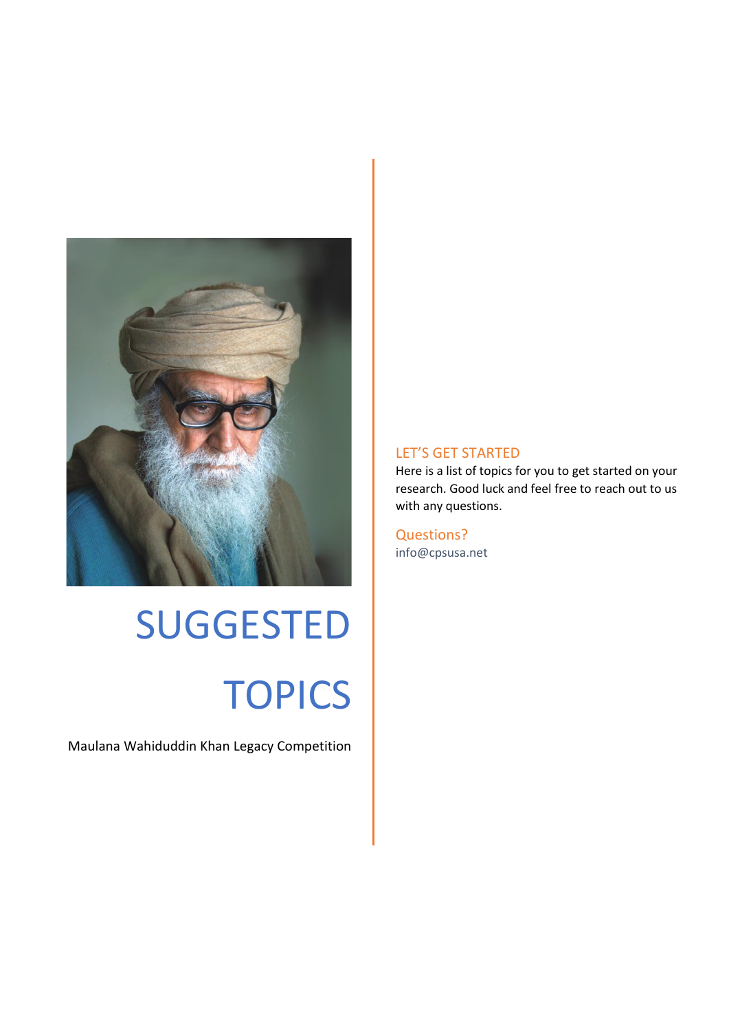# SUGGESTED TOPICS

Maulana Wahiduddin Khan Legacy Competition

## LET'S GET STARTED

Here is a list of topics for you to get started on your research. Good luck and feel free to reach out to us with any questions.

### Questions?

info@cpsusa.net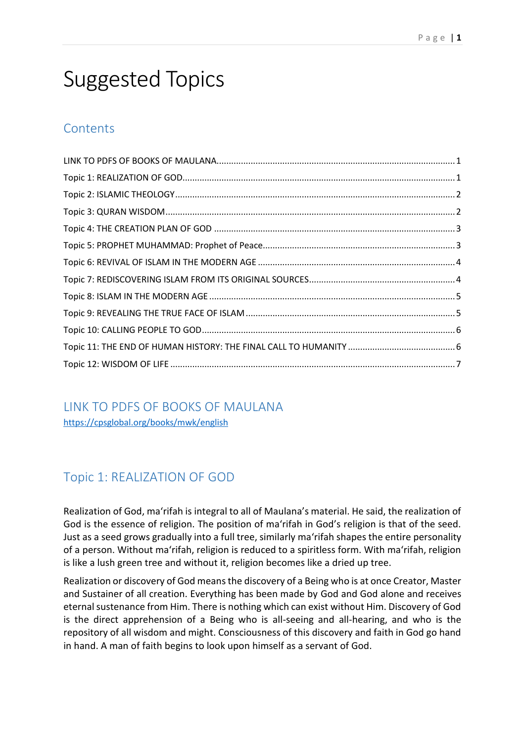# Suggested Topics

## Contents

LINK TO PDFS OF BOOKS OF MAULANA ........ 1
Topic 1: REALIZATION OF GOD ........ 1
Topic 2: ISLAMIC THEOLOGY ........ 2
Topic 3: QURAN WISDOM ........ 2
Topic 4: THE CREATION PLAN OF GOD ........ 3
Topic 5: PROPHET MUHAMMAD: Prophet of Peace ........ 3
Topic 6: REVIVAL OF ISLAM IN THE MODERN AGE ........ 4
Topic 7: REDISCOVERING ISLAM FROM ITS ORIGINAL SOURCES ........ 4
Topic 8: ISLAM IN THE MODERN AGE ........ 5
Topic 9: REVEALING THE TRUE FACE OF ISLAM ........ 5
Topic 10: CALLING PEOPLE TO GOD ........ 6
Topic 11: THE END OF HUMAN HISTORY: THE FINAL CALL TO HUMANITY ........ 6
Topic 12: WISDOM OF LIFE ........ 7

## LINK TO PDFS OF BOOKS OF MAULANA

https://cpsglobal.org/books/mwk/english

## Topic 1: REALIZATION OF GOD

Realization of God, ma'rifah is integral to all of Maulana's material. He said, the realization of God is the essence of religion. The position of ma'rifah in God's religion is that of the seed. Just as a seed grows gradually into a full tree, similarly ma'rifah shapes the entire personality of a person. Without ma'rifah, religion is reduced to a spiritless form. With ma'rifah, religion is like a lush green tree and without it, religion becomes like a dried up tree.

Realization or discovery of God means the discovery of a Being who is at once Creator, Master and Sustainer of all creation. Everything has been made by God and God alone and receives eternal sustenance from Him. There is nothing which can exist without Him. Discovery of God is the direct apprehension of a Being who is all-seeing and all-hearing, and who is the repository of all wisdom and might. Consciousness of this discovery and faith in God go hand in hand. A man of faith begins to look upon himself as a servant of God.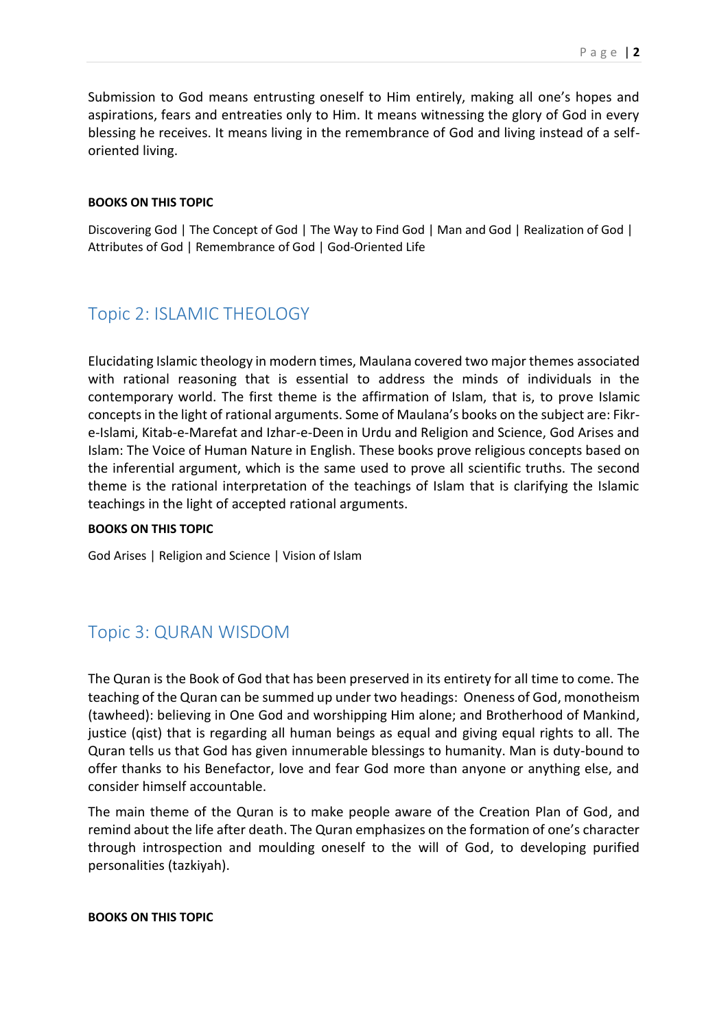Submission to God means entrusting oneself to Him entirely, making all one's hopes and aspirations, fears and entreaties only to Him. It means witnessing the glory of God in every blessing he receives. It means living in the remembrance of God and living instead of a self-oriented living.

**BOOKS ON THIS TOPIC**

Discovering God | The Concept of God | The Way to Find God | Man and God | Realization of God | Attributes of God | Remembrance of God | God-Oriented Life

## Topic 2: ISLAMIC THEOLOGY

Elucidating Islamic theology in modern times, Maulana covered two major themes associated with rational reasoning that is essential to address the minds of individuals in the contemporary world. The first theme is the affirmation of Islam, that is, to prove Islamic concepts in the light of rational arguments. Some of Maulana's books on the subject are: Fikr-e-Islami, Kitab-e-Marefat and Izhar-e-Deen in Urdu and Religion and Science, God Arises and Islam: The Voice of Human Nature in English. These books prove religious concepts based on the inferential argument, which is the same used to prove all scientific truths. The second theme is the rational interpretation of the teachings of Islam that is clarifying the Islamic teachings in the light of accepted rational arguments.

**BOOKS ON THIS TOPIC**

God Arises | Religion and Science | Vision of Islam

## Topic 3: QURAN WISDOM

The Quran is the Book of God that has been preserved in its entirety for all time to come. The teaching of the Quran can be summed up under two headings: Oneness of God, monotheism (tawheed): believing in One God and worshipping Him alone; and Brotherhood of Mankind, justice (qist) that is regarding all human beings as equal and giving equal rights to all. The Quran tells us that God has given innumerable blessings to humanity. Man is duty-bound to offer thanks to his Benefactor, love and fear God more than anyone or anything else, and consider himself accountable.

The main theme of the Quran is to make people aware of the Creation Plan of God, and remind about the life after death. The Quran emphasizes on the formation of one's character through introspection and moulding oneself to the will of God, to developing purified personalities (tazkiyah).

**BOOKS ON THIS TOPIC**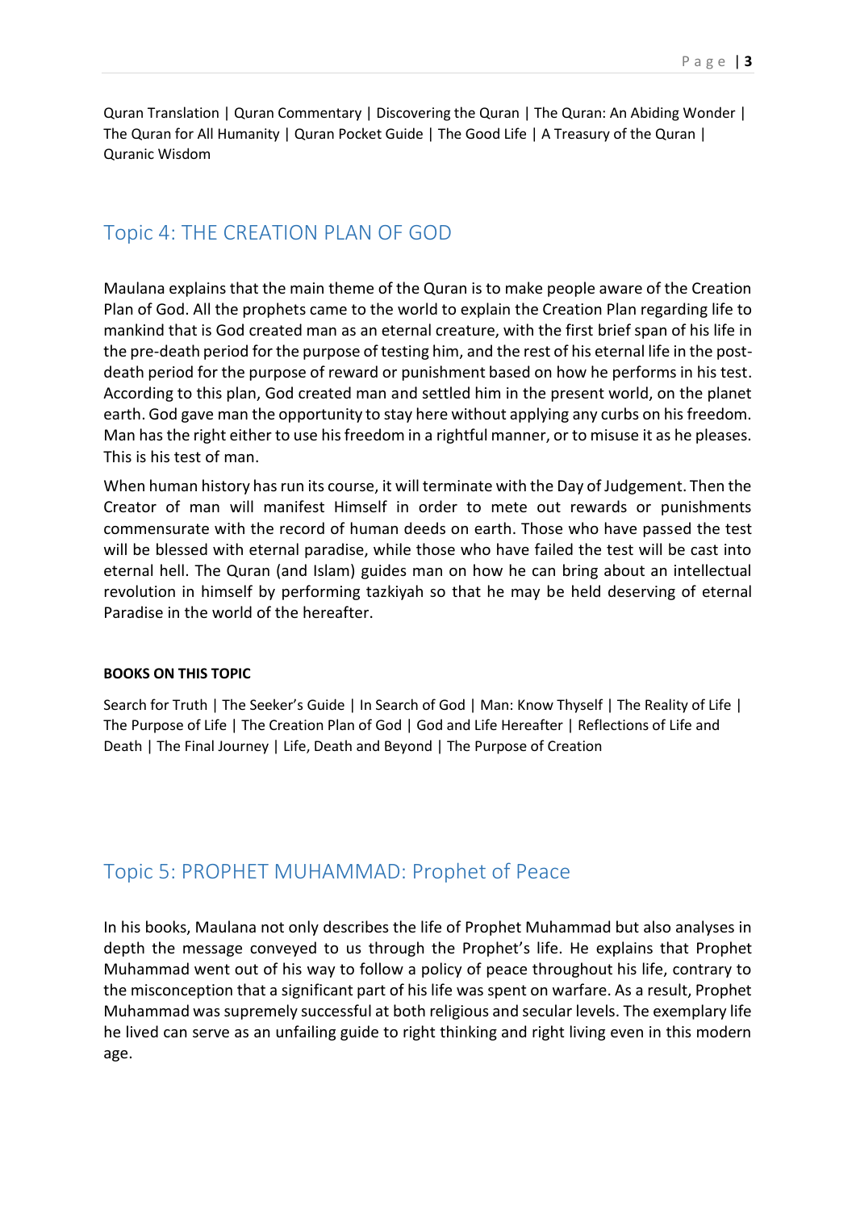Quran Translation | Quran Commentary | Discovering the Quran | The Quran: An Abiding Wonder | The Quran for All Humanity | Quran Pocket Guide | The Good Life | A Treasury of the Quran | Quranic Wisdom

## Topic 4: THE CREATION PLAN OF GOD

Maulana explains that the main theme of the Quran is to make people aware of the Creation Plan of God. All the prophets came to the world to explain the Creation Plan regarding life to mankind that is God created man as an eternal creature, with the first brief span of his life in the pre-death period for the purpose of testing him, and the rest of his eternal life in the post-death period for the purpose of reward or punishment based on how he performs in his test. According to this plan, God created man and settled him in the present world, on the planet earth. God gave man the opportunity to stay here without applying any curbs on his freedom. Man has the right either to use his freedom in a rightful manner, or to misuse it as he pleases. This is his test of man.

When human history has run its course, it will terminate with the Day of Judgement. Then the Creator of man will manifest Himself in order to mete out rewards or punishments commensurate with the record of human deeds on earth. Those who have passed the test will be blessed with eternal paradise, while those who have failed the test will be cast into eternal hell. The Quran (and Islam) guides man on how he can bring about an intellectual revolution in himself by performing tazkiyah so that he may be held deserving of eternal Paradise in the world of the hereafter.

**BOOKS ON THIS TOPIC**

Search for Truth | The Seeker's Guide | In Search of God | Man: Know Thyself | The Reality of Life | The Purpose of Life | The Creation Plan of God | God and Life Hereafter | Reflections of Life and Death | The Final Journey | Life, Death and Beyond | The Purpose of Creation

## Topic 5: PROPHET MUHAMMAD: Prophet of Peace

In his books, Maulana not only describes the life of Prophet Muhammad but also analyses in depth the message conveyed to us through the Prophet's life. He explains that Prophet Muhammad went out of his way to follow a policy of peace throughout his life, contrary to the misconception that a significant part of his life was spent on warfare. As a result, Prophet Muhammad was supremely successful at both religious and secular levels. The exemplary life he lived can serve as an unfailing guide to right thinking and right living even in this modern age.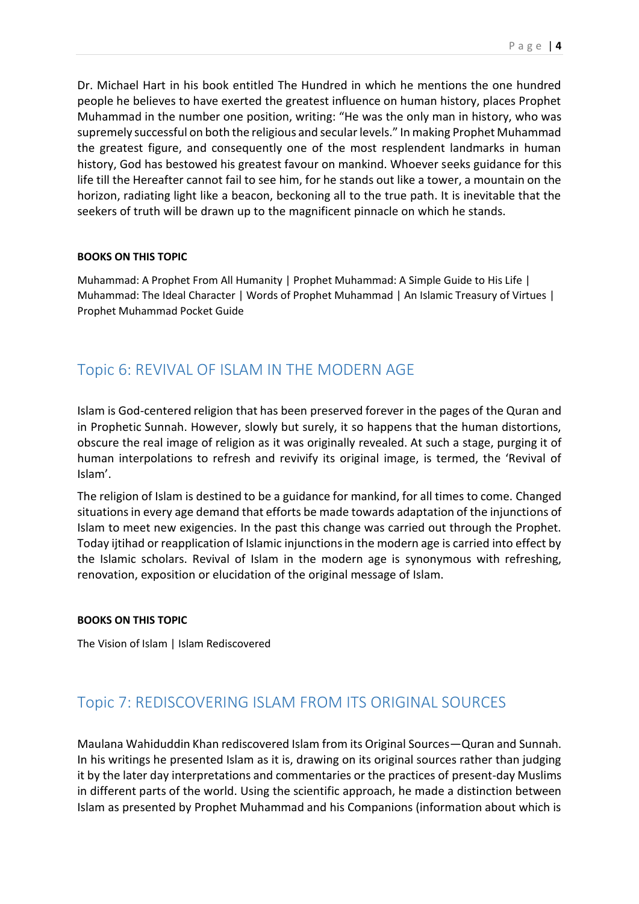Dr. Michael Hart in his book entitled The Hundred in which he mentions the one hundred people he believes to have exerted the greatest influence on human history, places Prophet Muhammad in the number one position, writing: "He was the only man in history, who was supremely successful on both the religious and secular levels." In making Prophet Muhammad the greatest figure, and consequently one of the most resplendent landmarks in human history, God has bestowed his greatest favour on mankind. Whoever seeks guidance for this life till the Hereafter cannot fail to see him, for he stands out like a tower, a mountain on the horizon, radiating light like a beacon, beckoning all to the true path. It is inevitable that the seekers of truth will be drawn up to the magnificent pinnacle on which he stands.

**BOOKS ON THIS TOPIC**

Muhammad: A Prophet From All Humanity | Prophet Muhammad: A Simple Guide to His Life | Muhammad: The Ideal Character | Words of Prophet Muhammad | An Islamic Treasury of Virtues | Prophet Muhammad Pocket Guide

## Topic 6: REVIVAL OF ISLAM IN THE MODERN AGE

Islam is God-centered religion that has been preserved forever in the pages of the Quran and in Prophetic Sunnah. However, slowly but surely, it so happens that the human distortions, obscure the real image of religion as it was originally revealed. At such a stage, purging it of human interpolations to refresh and revivify its original image, is termed, the 'Revival of Islam'.

The religion of Islam is destined to be a guidance for mankind, for all times to come. Changed situations in every age demand that efforts be made towards adaptation of the injunctions of Islam to meet new exigencies. In the past this change was carried out through the Prophet. Today ijtihad or reapplication of Islamic injunctions in the modern age is carried into effect by the Islamic scholars. Revival of Islam in the modern age is synonymous with refreshing, renovation, exposition or elucidation of the original message of Islam.

**BOOKS ON THIS TOPIC**

The Vision of Islam | Islam Rediscovered

## Topic 7: REDISCOVERING ISLAM FROM ITS ORIGINAL SOURCES

Maulana Wahiduddin Khan rediscovered Islam from its Original Sources—Quran and Sunnah. In his writings he presented Islam as it is, drawing on its original sources rather than judging it by the later day interpretations and commentaries or the practices of present-day Muslims in different parts of the world. Using the scientific approach, he made a distinction between Islam as presented by Prophet Muhammad and his Companions (information about which is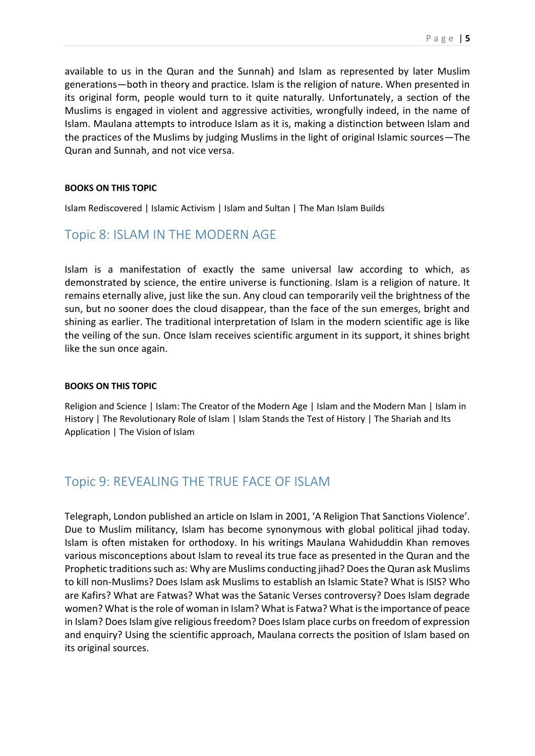available to us in the Quran and the Sunnah) and Islam as represented by later Muslim generations—both in theory and practice. Islam is the religion of nature. When presented in its original form, people would turn to it quite naturally. Unfortunately, a section of the Muslims is engaged in violent and aggressive activities, wrongfully indeed, in the name of Islam. Maulana attempts to introduce Islam as it is, making a distinction between Islam and the practices of the Muslims by judging Muslims in the light of original Islamic sources—The Quran and Sunnah, and not vice versa.

**BOOKS ON THIS TOPIC**

Islam Rediscovered | Islamic Activism | Islam and Sultan | The Man Islam Builds

## Topic 8: ISLAM IN THE MODERN AGE

Islam is a manifestation of exactly the same universal law according to which, as demonstrated by science, the entire universe is functioning. Islam is a religion of nature. It remains eternally alive, just like the sun. Any cloud can temporarily veil the brightness of the sun, but no sooner does the cloud disappear, than the face of the sun emerges, bright and shining as earlier. The traditional interpretation of Islam in the modern scientific age is like the veiling of the sun. Once Islam receives scientific argument in its support, it shines bright like the sun once again.

**BOOKS ON THIS TOPIC**

Religion and Science | Islam: The Creator of the Modern Age | Islam and the Modern Man | Islam in History | The Revolutionary Role of Islam | Islam Stands the Test of History | The Shariah and Its Application | The Vision of Islam

## Topic 9: REVEALING THE TRUE FACE OF ISLAM

Telegraph, London published an article on Islam in 2001, 'A Religion That Sanctions Violence'. Due to Muslim militancy, Islam has become synonymous with global political jihad today. Islam is often mistaken for orthodoxy. In his writings Maulana Wahiduddin Khan removes various misconceptions about Islam to reveal its true face as presented in the Quran and the Prophetic traditions such as: Why are Muslims conducting jihad? Does the Quran ask Muslims to kill non-Muslims? Does Islam ask Muslims to establish an Islamic State? What is ISIS? Who are Kafirs? What are Fatwas? What was the Satanic Verses controversy? Does Islam degrade women? What is the role of woman in Islam? What is Fatwa? What is the importance of peace in Islam? Does Islam give religious freedom? Does Islam place curbs on freedom of expression and enquiry? Using the scientific approach, Maulana corrects the position of Islam based on its original sources.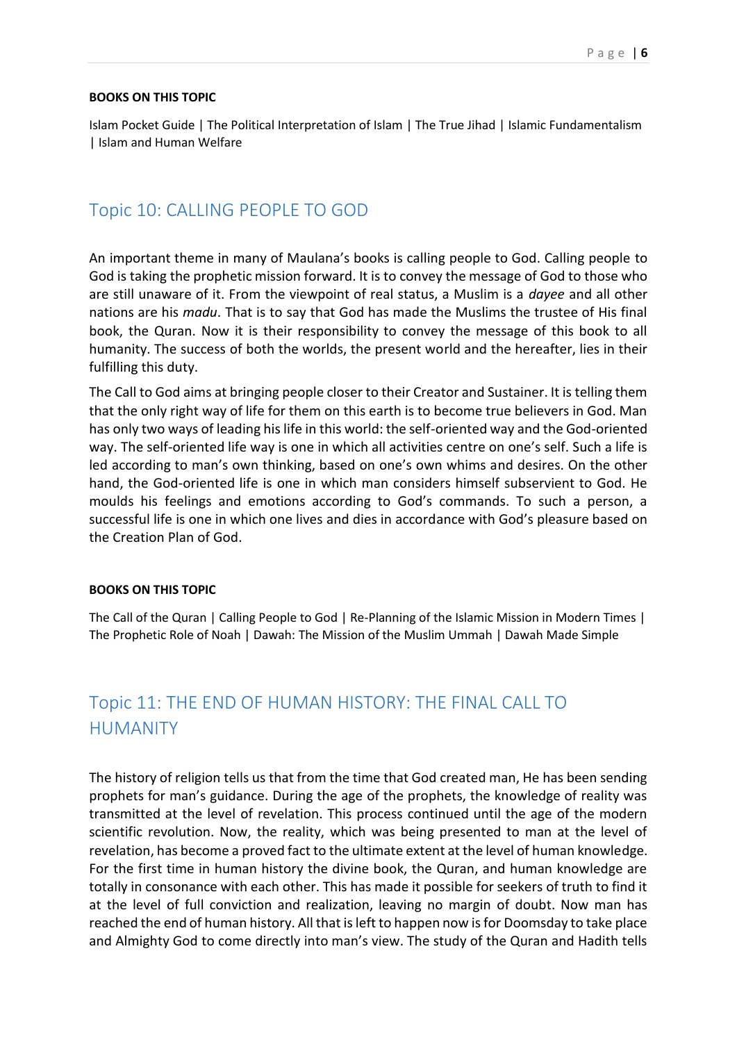**BOOKS ON THIS TOPIC**

Islam Pocket Guide | The Political Interpretation of Islam | The True Jihad | Islamic Fundamentalism | Islam and Human Welfare

## Topic 10: CALLING PEOPLE TO GOD

An important theme in many of Maulana's books is calling people to God. Calling people to God is taking the prophetic mission forward. It is to convey the message of God to those who are still unaware of it. From the viewpoint of real status, a Muslim is a *dayee* and all other nations are his *madu*. That is to say that God has made the Muslims the trustee of His final book, the Quran. Now it is their responsibility to convey the message of this book to all humanity. The success of both the worlds, the present world and the hereafter, lies in their fulfilling this duty.

The Call to God aims at bringing people closer to their Creator and Sustainer. It is telling them that the only right way of life for them on this earth is to become true believers in God. Man has only two ways of leading his life in this world: the self-oriented way and the God-oriented way. The self-oriented life way is one in which all activities centre on one's self. Such a life is led according to man's own thinking, based on one's own whims and desires. On the other hand, the God-oriented life is one in which man considers himself subservient to God. He moulds his feelings and emotions according to God's commands. To such a person, a successful life is one in which one lives and dies in accordance with God's pleasure based on the Creation Plan of God.

**BOOKS ON THIS TOPIC**

The Call of the Quran | Calling People to God | Re-Planning of the Islamic Mission in Modern Times | The Prophetic Role of Noah | Dawah: The Mission of the Muslim Ummah | Dawah Made Simple

## Topic 11: THE END OF HUMAN HISTORY: THE FINAL CALL TO HUMANITY

The history of religion tells us that from the time that God created man, He has been sending prophets for man's guidance. During the age of the prophets, the knowledge of reality was transmitted at the level of revelation. This process continued until the age of the modern scientific revolution. Now, the reality, which was being presented to man at the level of revelation, has become a proved fact to the ultimate extent at the level of human knowledge. For the first time in human history the divine book, the Quran, and human knowledge are totally in consonance with each other. This has made it possible for seekers of truth to find it at the level of full conviction and realization, leaving no margin of doubt. Now man has reached the end of human history. All that is left to happen now is for Doomsday to take place and Almighty God to come directly into man's view. The study of the Quran and Hadith tells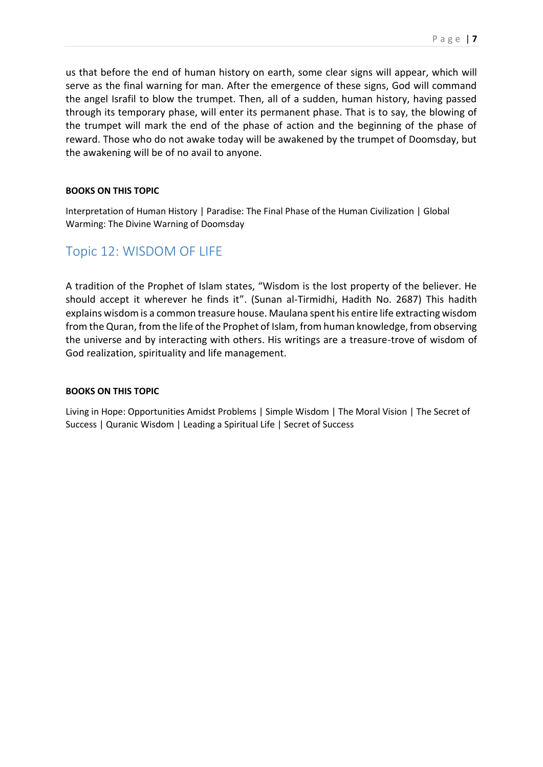us that before the end of human history on earth, some clear signs will appear, which will serve as the final warning for man. After the emergence of these signs, God will command the angel Israfil to blow the trumpet. Then, all of a sudden, human history, having passed through its temporary phase, will enter its permanent phase. That is to say, the blowing of the trumpet will mark the end of the phase of action and the beginning of the phase of reward. Those who do not awake today will be awakened by the trumpet of Doomsday, but the awakening will be of no avail to anyone.

**BOOKS ON THIS TOPIC**

Interpretation of Human History | Paradise: The Final Phase of the Human Civilization | Global Warming: The Divine Warning of Doomsday

## Topic 12: WISDOM OF LIFE

A tradition of the Prophet of Islam states, "Wisdom is the lost property of the believer. He should accept it wherever he finds it". (Sunan al-Tirmidhi, Hadith No. 2687) This hadith explains wisdom is a common treasure house. Maulana spent his entire life extracting wisdom from the Quran, from the life of the Prophet of Islam, from human knowledge, from observing the universe and by interacting with others. His writings are a treasure-trove of wisdom of God realization, spirituality and life management.

**BOOKS ON THIS TOPIC**

Living in Hope: Opportunities Amidst Problems | Simple Wisdom | The Moral Vision | The Secret of Success | Quranic Wisdom | Leading a Spiritual Life | Secret of Success